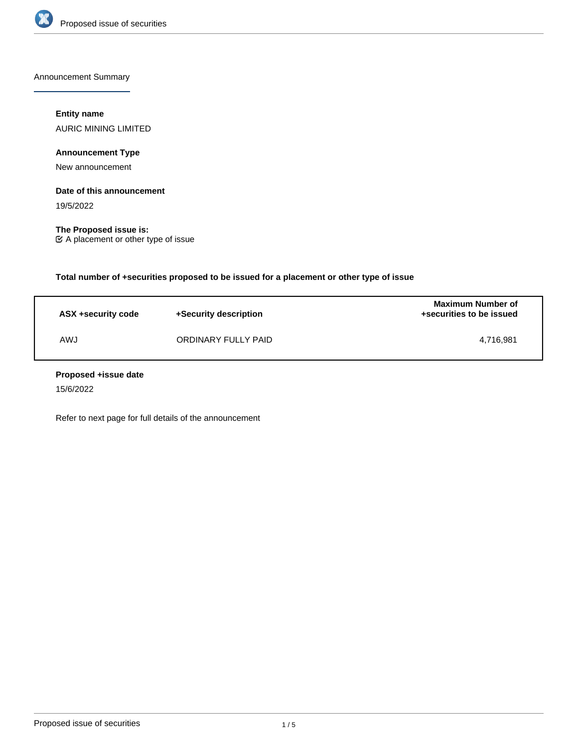Announcement Summary

**Entity name**

AURIC MINING LIMITED

**Announcement Type**

New announcement

**Date of this announcement**

19/5/2022

**The Proposed issue is:**

☑ A placement or other type of issue

**Total number of +securities proposed to be issued for a placement or other type of issue**

| ASX +security code | +Security description | Maximum Number of +securities to be issued |
|---|---|---|
| AWJ | ORDINARY FULLY PAID | 4,716,981 |

**Proposed +issue date**

15/6/2022

Refer to next page for full details of the announcement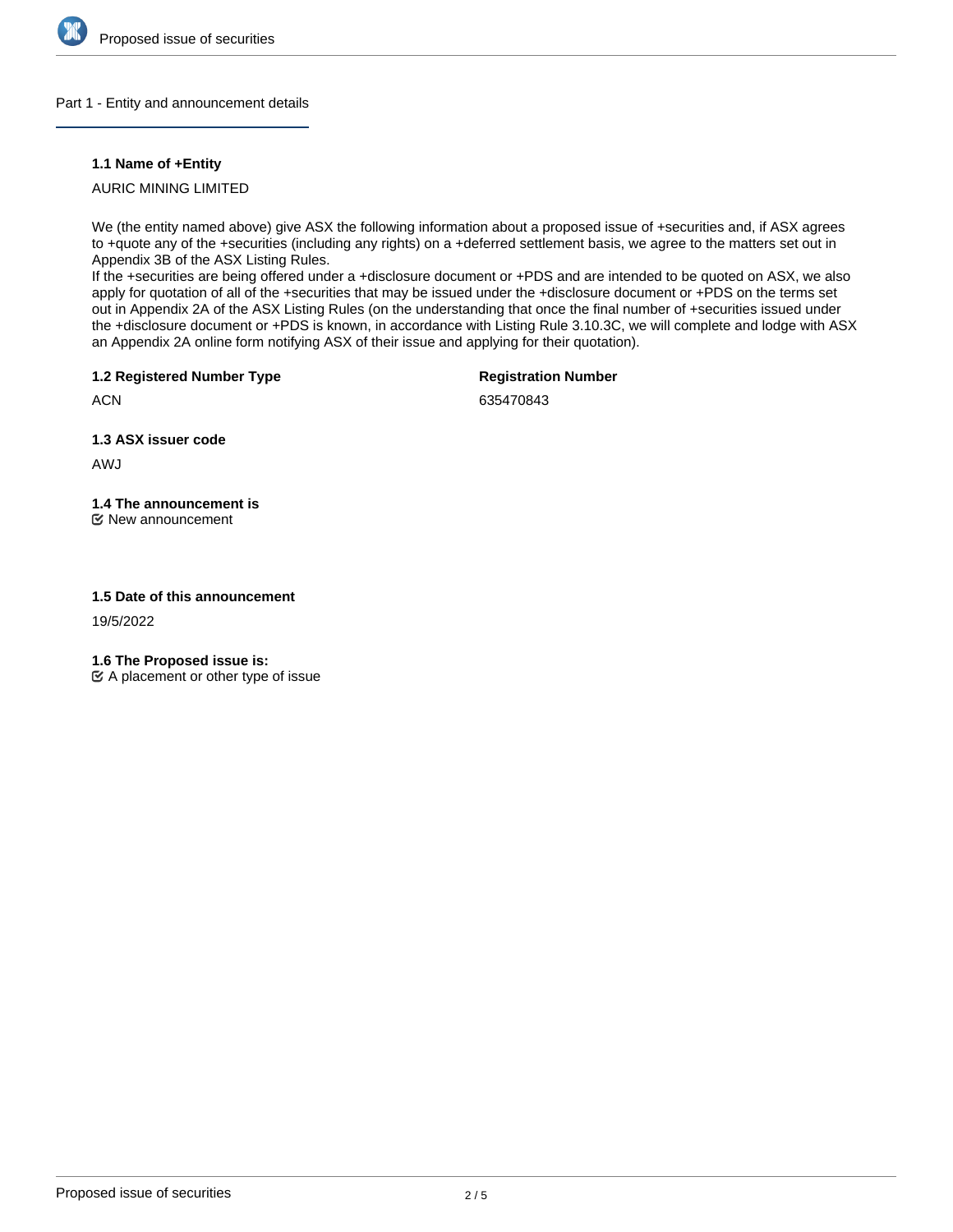## Part 1 - Entity and announcement details

### 1.1 Name of +Entity

AURIC MINING LIMITED

We (the entity named above) give ASX the following information about a proposed issue of +securities and, if ASX agrees to +quote any of the +securities (including any rights) on a +deferred settlement basis, we agree to the matters set out in Appendix 3B of the ASX Listing Rules.
If the +securities are being offered under a +disclosure document or +PDS and are intended to be quoted on ASX, we also apply for quotation of all of the +securities that may be issued under the +disclosure document or +PDS on the terms set out in Appendix 2A of the ASX Listing Rules (on the understanding that once the final number of +securities issued under the +disclosure document or +PDS is known, in accordance with Listing Rule 3.10.3C, we will complete and lodge with ASX an Appendix 2A online form notifying ASX of their issue and applying for their quotation).

### 1.2 Registered Number Type

ACN

**Registration Number**

635470843

### 1.3 ASX issuer code

AWJ

### 1.4 The announcement is

☑ New announcement

### 1.5 Date of this announcement

19/5/2022

### 1.6 The Proposed issue is:

☑ A placement or other type of issue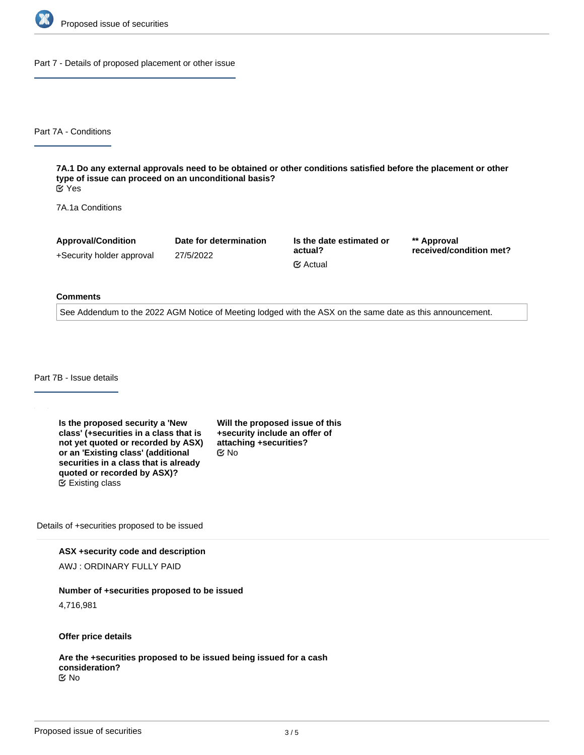## Part 7 - Details of proposed placement or other issue

### Part 7A - Conditions

**7A.1 Do any external approvals need to be obtained or other conditions satisfied before the placement or other type of issue can proceed on an unconditional basis?**
Yes

7A.1a Conditions

| Approval/Condition | Date for determination | Is the date estimated or actual? | ** Approval received/condition met? |
|---|---|---|---|
| +Security holder approval | 27/5/2022 | Actual | |

**Comments**

See Addendum to the 2022 AGM Notice of Meeting lodged with the ASX on the same date as this announcement.

### Part 7B - Issue details

**Is the proposed security a 'New class' (+securities in a class that is not yet quoted or recorded by ASX) or an 'Existing class' (additional securities in a class that is already quoted or recorded by ASX)?**
Existing class

**Will the proposed issue of this +security include an offer of attaching +securities?**
No

Details of +securities proposed to be issued

**ASX +security code and description**

AWJ : ORDINARY FULLY PAID

**Number of +securities proposed to be issued**

4,716,981

**Offer price details**

**Are the +securities proposed to be issued being issued for a cash consideration?**
No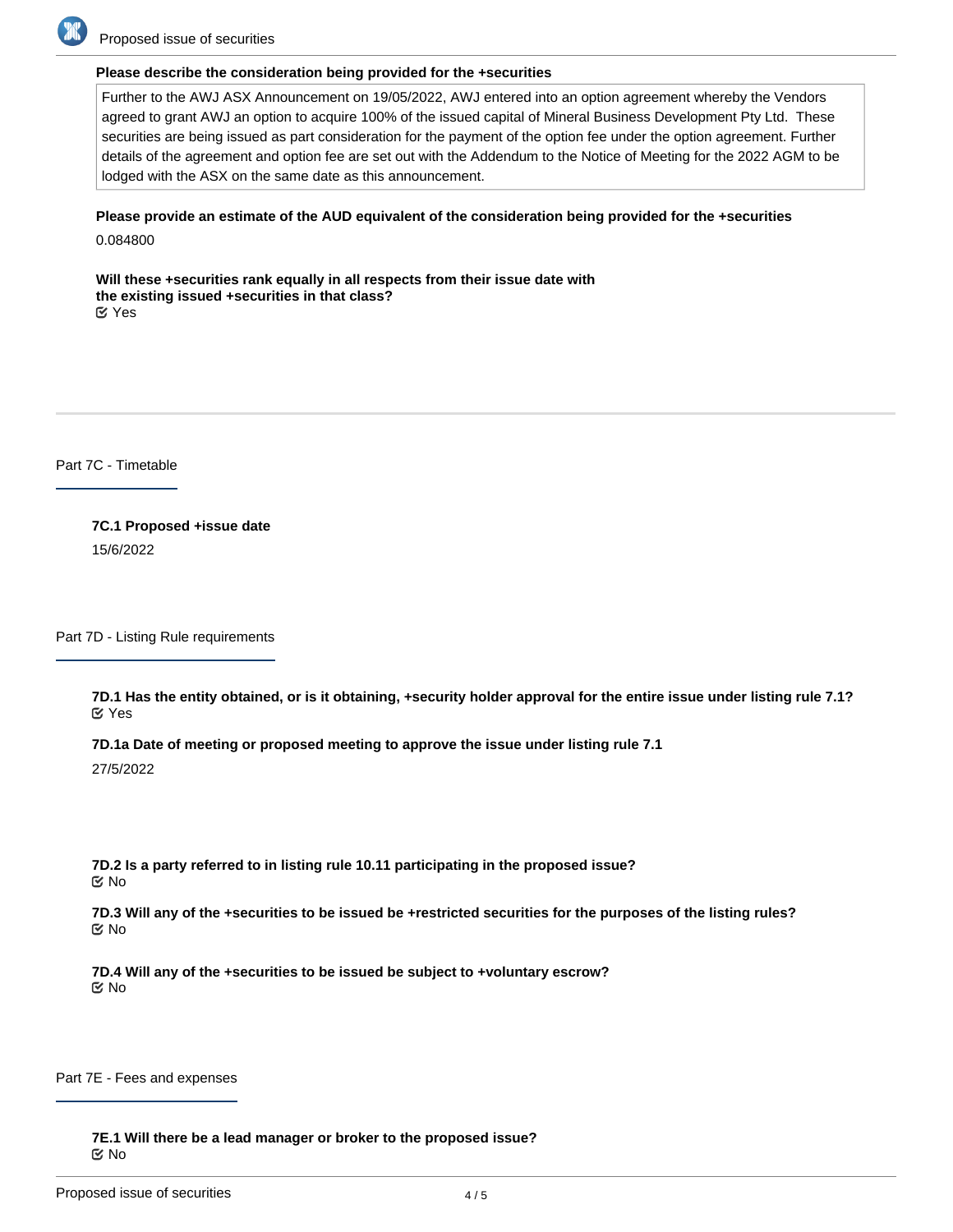**Please describe the consideration being provided for the +securities**

Further to the AWJ ASX Announcement on 19/05/2022, AWJ entered into an option agreement whereby the Vendors agreed to grant AWJ an option to acquire 100% of the issued capital of Mineral Business Development Pty Ltd. These securities are being issued as part consideration for the payment of the option fee under the option agreement. Further details of the agreement and option fee are set out with the Addendum to the Notice of Meeting for the 2022 AGM to be lodged with the ASX on the same date as this announcement.

**Please provide an estimate of the AUD equivalent of the consideration being provided for the +securities**

0.084800

**Will these +securities rank equally in all respects from their issue date with the existing issued +securities in that class?**

☑ Yes

## Part 7C - Timetable

**7C.1 Proposed +issue date**

15/6/2022

## Part 7D - Listing Rule requirements

**7D.1 Has the entity obtained, or is it obtaining, +security holder approval for the entire issue under listing rule 7.1?**

☑ Yes

**7D.1a Date of meeting or proposed meeting to approve the issue under listing rule 7.1**

27/5/2022

**7D.2 Is a party referred to in listing rule 10.11 participating in the proposed issue?**

☑ No

**7D.3 Will any of the +securities to be issued be +restricted securities for the purposes of the listing rules?**

☑ No

**7D.4 Will any of the +securities to be issued be subject to +voluntary escrow?**

☑ No

## Part 7E - Fees and expenses

**7E.1 Will there be a lead manager or broker to the proposed issue?**

☑ No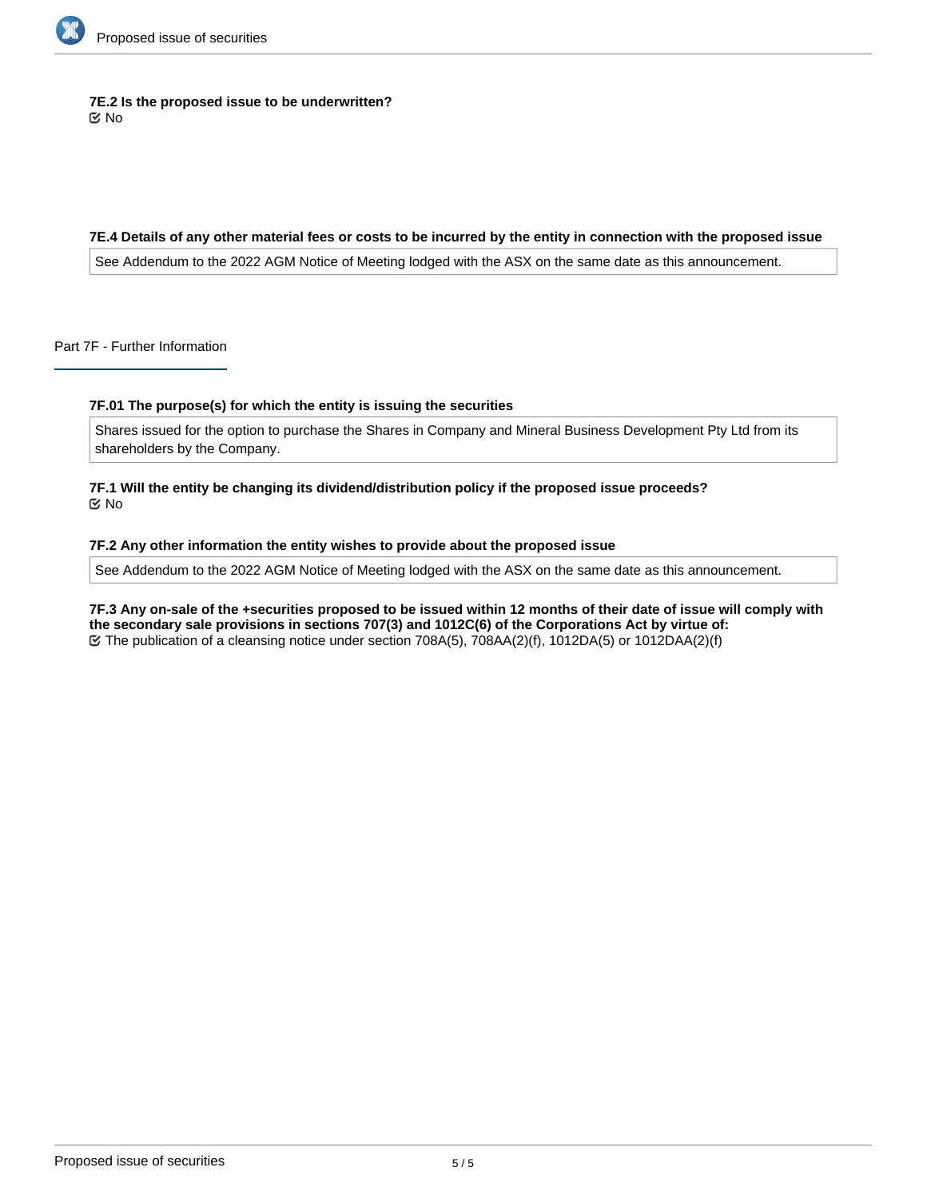**7E.2 Is the proposed issue to be underwritten?**
☑ No

**7E.4 Details of any other material fees or costs to be incurred by the entity in connection with the proposed issue**

See Addendum to the 2022 AGM Notice of Meeting lodged with the ASX on the same date as this announcement.

## Part 7F - Further Information

**7F.01 The purpose(s) for which the entity is issuing the securities**

Shares issued for the option to purchase the Shares in Company and Mineral Business Development Pty Ltd from its shareholders by the Company.

**7F.1 Will the entity be changing its dividend/distribution policy if the proposed issue proceeds?**
☑ No

**7F.2 Any other information the entity wishes to provide about the proposed issue**

See Addendum to the 2022 AGM Notice of Meeting lodged with the ASX on the same date as this announcement.

**7F.3 Any on-sale of the +securities proposed to be issued within 12 months of their date of issue will comply with the secondary sale provisions in sections 707(3) and 1012C(6) of the Corporations Act by virtue of:**
☑ The publication of a cleansing notice under section 708A(5), 708AA(2)(f), 1012DA(5) or 1012DAA(2)(f)